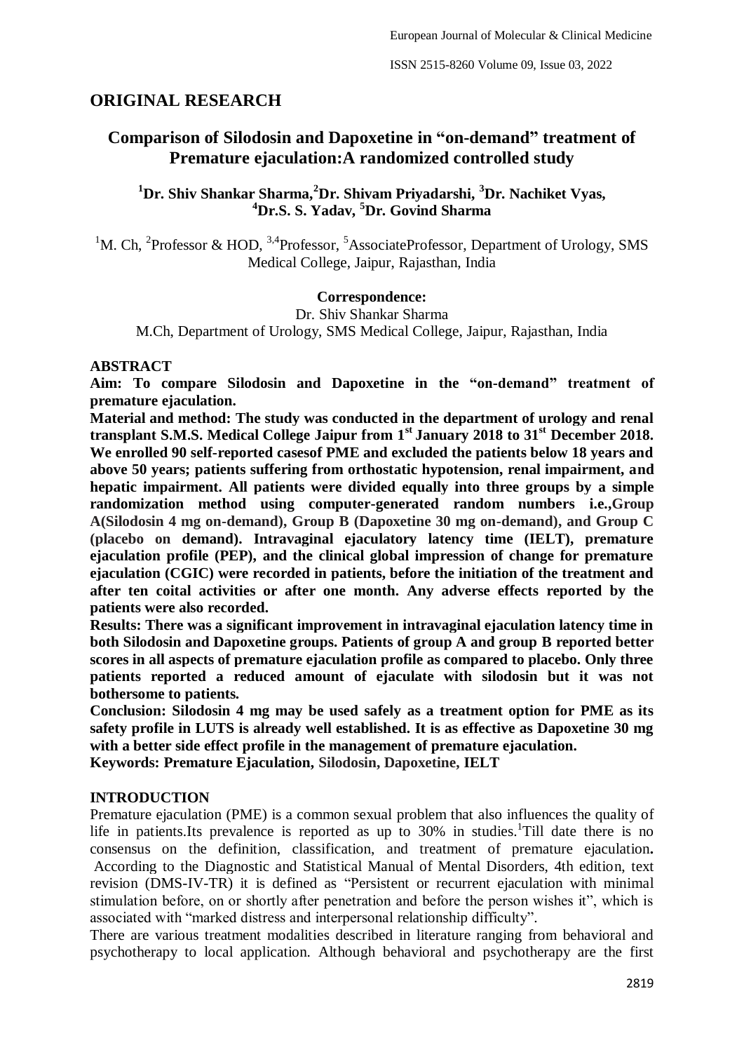## ORIGINAL RESEARCH

# Comparison of Silodosin and Dapoxetine in "on-demand" treatment of Premature ejaculation:A randomized controlled study

**[1]Dr. Shiv Shankar Sharma,[2]Dr. Shivam Priyadarshi, [3]Dr. Nachiket Vyas, [4]Dr.S. S. Yadav, [5]Dr. Govind Sharma**

[1]M. Ch, [2]Professor & HOD, [3,4]Professor, [5]AssociateProfessor, Department of Urology, SMS Medical College, Jaipur, Rajasthan, India

**Correspondence:**
Dr. Shiv Shankar Sharma
M.Ch, Department of Urology, SMS Medical College, Jaipur, Rajasthan, India

## ABSTRACT

**Aim: To compare Silodosin and Dapoxetine in the "on-demand" treatment of premature ejaculation.**

**Material and method: The study was conducted in the department of urology and renal transplant S.M.S. Medical College Jaipur from 1st January 2018 to 31st December 2018. We enrolled 90 self-reported casesof PME and excluded the patients below 18 years and above 50 years; patients suffering from orthostatic hypotension, renal impairment, and hepatic impairment. All patients were divided equally into three groups by a simple randomization method using computer-generated random numbers i.e.,Group A(Silodosin 4 mg on-demand), Group B (Dapoxetine 30 mg on-demand), and Group C (placebo on demand). Intravaginal ejaculatory latency time (IELT), premature ejaculation profile (PEP), and the clinical global impression of change for premature ejaculation (CGIC) were recorded in patients, before the initiation of the treatment and after ten coital activities or after one month. Any adverse effects reported by the patients were also recorded.**

**Results: There was a significant improvement in intravaginal ejaculation latency time in both Silodosin and Dapoxetine groups. Patients of group A and group B reported better scores in all aspects of premature ejaculation profile as compared to placebo. Only three patients reported a reduced amount of ejaculate with silodosin but it was not bothersome to patients.**

**Conclusion: Silodosin 4 mg may be used safely as a treatment option for PME as its safety profile in LUTS is already well established. It is as effective as Dapoxetine 30 mg with a better side effect profile in the management of premature ejaculation.**

**Keywords: Premature Ejaculation, Silodosin, Dapoxetine, IELT**

## INTRODUCTION

Premature ejaculation (PME) is a common sexual problem that also influences the quality of life in patients.Its prevalence is reported as up to 30% in studies.[1]Till date there is no consensus on the definition, classification, and treatment of premature ejaculation. According to the Diagnostic and Statistical Manual of Mental Disorders, 4th edition, text revision (DMS-IV-TR) it is defined as "Persistent or recurrent ejaculation with minimal stimulation before, on or shortly after penetration and before the person wishes it", which is associated with "marked distress and interpersonal relationship difficulty".

There are various treatment modalities described in literature ranging from behavioral and psychotherapy to local application. Although behavioral and psychotherapy are the first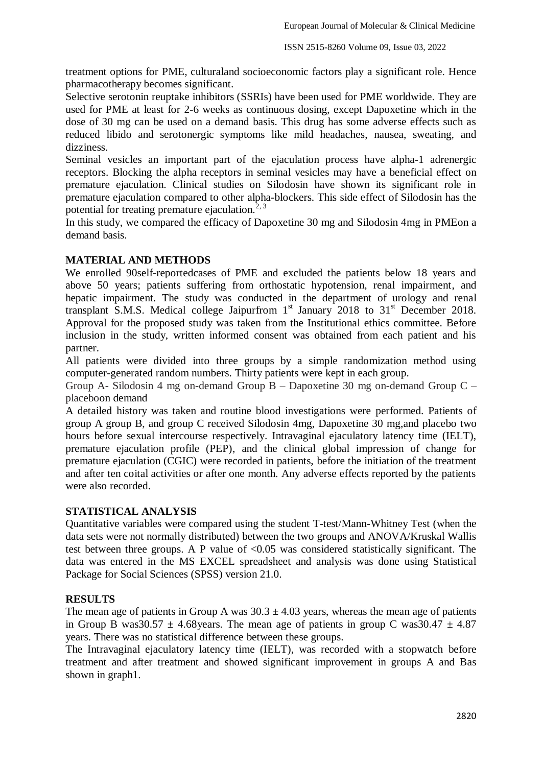treatment options for PME, culturaland socioeconomic factors play a significant role. Hence pharmacotherapy becomes significant.

Selective serotonin reuptake inhibitors (SSRIs) have been used for PME worldwide. They are used for PME at least for 2-6 weeks as continuous dosing, except Dapoxetine which in the dose of 30 mg can be used on a demand basis. This drug has some adverse effects such as reduced libido and serotonergic symptoms like mild headaches, nausea, sweating, and dizziness.

Seminal vesicles an important part of the ejaculation process have alpha-1 adrenergic receptors. Blocking the alpha receptors in seminal vesicles may have a beneficial effect on premature ejaculation. Clinical studies on Silodosin have shown its significant role in premature ejaculation compared to other alpha-blockers. This side effect of Silodosin has the potential for treating premature ejaculation.[2, 3]

In this study, we compared the efficacy of Dapoxetine 30 mg and Silodosin 4mg in PMEon a demand basis.

## MATERIAL AND METHODS

We enrolled 90self-reportedcases of PME and excluded the patients below 18 years and above 50 years; patients suffering from orthostatic hypotension, renal impairment, and hepatic impairment. The study was conducted in the department of urology and renal transplant S.M.S. Medical college Jaipurfrom 1st January 2018 to 31st December 2018. Approval for the proposed study was taken from the Institutional ethics committee. Before inclusion in the study, written informed consent was obtained from each patient and his partner.

All patients were divided into three groups by a simple randomization method using computer-generated random numbers. Thirty patients were kept in each group.

Group A- Silodosin 4 mg on-demand Group B – Dapoxetine 30 mg on-demand Group C – placeboon demand

A detailed history was taken and routine blood investigations were performed. Patients of group A group B, and group C received Silodosin 4mg, Dapoxetine 30 mg,and placebo two hours before sexual intercourse respectively. Intravaginal ejaculatory latency time (IELT), premature ejaculation profile (PEP), and the clinical global impression of change for premature ejaculation (CGIC) were recorded in patients, before the initiation of the treatment and after ten coital activities or after one month. Any adverse effects reported by the patients were also recorded.

## STATISTICAL ANALYSIS

Quantitative variables were compared using the student T-test/Mann-Whitney Test (when the data sets were not normally distributed) between the two groups and ANOVA/Kruskal Wallis test between three groups. A P value of <0.05 was considered statistically significant. The data was entered in the MS EXCEL spreadsheet and analysis was done using Statistical Package for Social Sciences (SPSS) version 21.0.

## RESULTS

The mean age of patients in Group A was $30.3 \pm 4.03$ years, whereas the mean age of patients in Group B was$30.57 \pm 4.68$years. The mean age of patients in group C was$30.47 \pm 4.87$ years. There was no statistical difference between these groups.

The Intravaginal ejaculatory latency time (IELT), was recorded with a stopwatch before treatment and after treatment and showed significant improvement in groups A and Bas shown in graph1.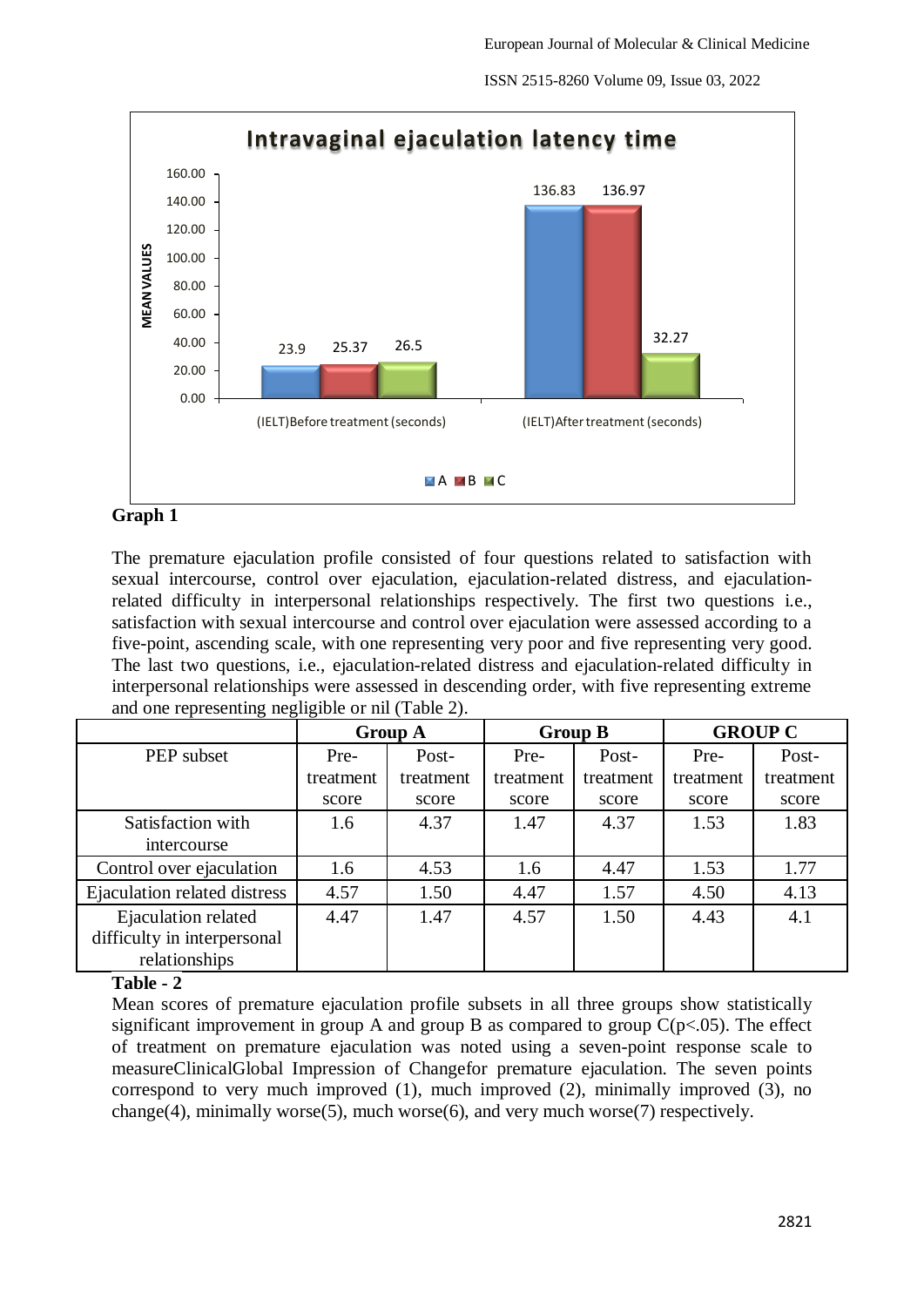**Graph 1**

The premature ejaculation profile consisted of four questions related to satisfaction with sexual intercourse, control over ejaculation, ejaculation-related distress, and ejaculation-related difficulty in interpersonal relationships respectively. The first two questions i.e., satisfaction with sexual intercourse and control over ejaculation were assessed according to a five-point, ascending scale, with one representing very poor and five representing very good. The last two questions, i.e., ejaculation-related distress and ejaculation-related difficulty in interpersonal relationships were assessed in descending order, with five representing extreme and one representing negligible or nil (Table 2).

| | Group A | | Group B | | GROUP C | |
|---|---|---|---|---|---|---|
| PEP subset | Pre-treatment score | Post-treatment score | Pre-treatment score | Post-treatment score | Pre-treatment score | Post-treatment score |
| Satisfaction with intercourse | 1.6 | 4.37 | 1.47 | 4.37 | 1.53 | 1.83 |
| Control over ejaculation | 1.6 | 4.53 | 1.6 | 4.47 | 1.53 | 1.77 |
| Ejaculation related distress | 4.57 | 1.50 | 4.47 | 1.57 | 4.50 | 4.13 |
| Ejaculation related difficulty in interpersonal relationships | 4.47 | 1.47 | 4.57 | 1.50 | 4.43 | 4.1 |

**Table - 2**

Mean scores of premature ejaculation profile subsets in all three groups show statistically significant improvement in group A and group B as compared to group C($p<.05$). The effect of treatment on premature ejaculation was noted using a seven-point response scale to measureClinicalGlobal Impression of Changefor premature ejaculation. The seven points correspond to very much improved (1), much improved (2), minimally improved (3), no change(4), minimally worse(5), much worse(6), and very much worse(7) respectively.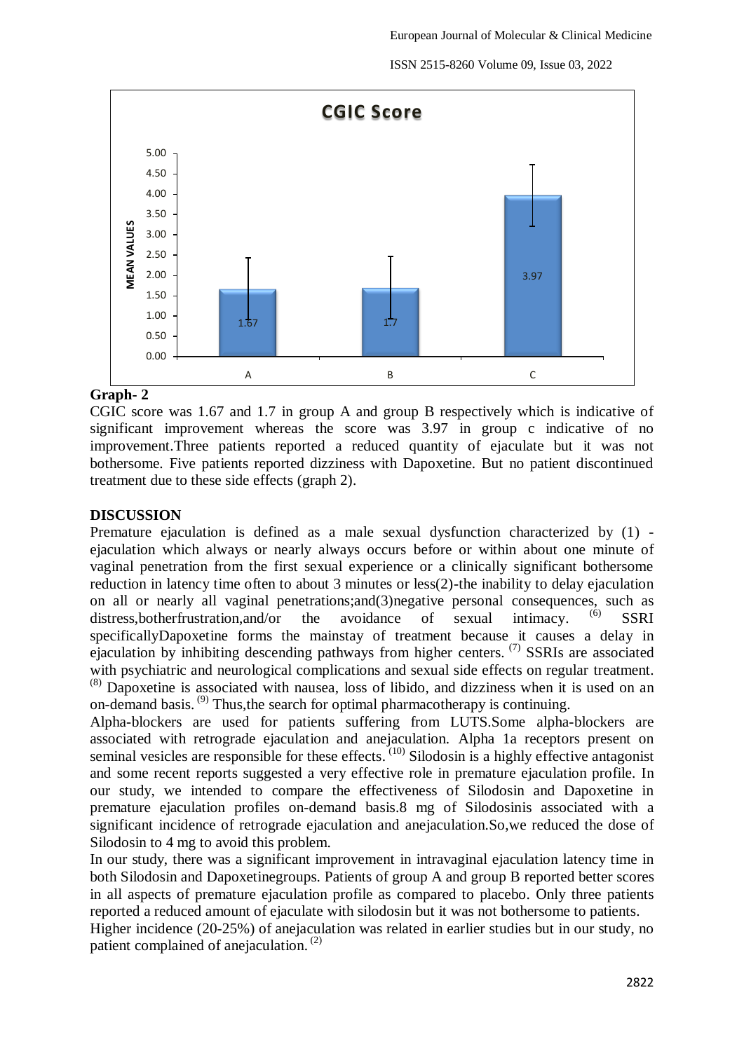**Graph- 2**

CGIC score was 1.67 and 1.7 in group A and group B respectively which is indicative of significant improvement whereas the score was 3.97 in group c indicative of no improvement.Three patients reported a reduced quantity of ejaculate but it was not bothersome. Five patients reported dizziness with Dapoxetine. But no patient discontinued treatment due to these side effects (graph 2).

## DISCUSSION

Premature ejaculation is defined as a male sexual dysfunction characterized by (1) -ejaculation which always or nearly always occurs before or within about one minute of vaginal penetration from the first sexual experience or a clinically significant bothersome reduction in latency time often to about 3 minutes or less(2)-the inability to delay ejaculation on all or nearly all vaginal penetrations;and(3)negative personal consequences, such as distress,botherfrustration,and/or the avoidance of sexual intimacy. [6] SSRI specificallyDapoxetine forms the mainstay of treatment because it causes a delay in ejaculation by inhibiting descending pathways from higher centers. [7] SSRIs are associated with psychiatric and neurological complications and sexual side effects on regular treatment. [8] Dapoxetine is associated with nausea, loss of libido, and dizziness when it is used on an on-demand basis. [9] Thus,the search for optimal pharmacotherapy is continuing.

Alpha-blockers are used for patients suffering from LUTS.Some alpha-blockers are associated with retrograde ejaculation and anejaculation. Alpha 1a receptors present on seminal vesicles are responsible for these effects. [10] Silodosin is a highly effective antagonist and some recent reports suggested a very effective role in premature ejaculation profile. In our study, we intended to compare the effectiveness of Silodosin and Dapoxetine in premature ejaculation profiles on-demand basis.8 mg of Silodosinis associated with a significant incidence of retrograde ejaculation and anejaculation.So,we reduced the dose of Silodosin to 4 mg to avoid this problem.

In our study, there was a significant improvement in intravaginal ejaculation latency time in both Silodosin and Dapoxetinegroups. Patients of group A and group B reported better scores in all aspects of premature ejaculation profile as compared to placebo. Only three patients reported a reduced amount of ejaculate with silodosin but it was not bothersome to patients.

Higher incidence (20-25%) of anejaculation was related in earlier studies but in our study, no patient complained of anejaculation. [2]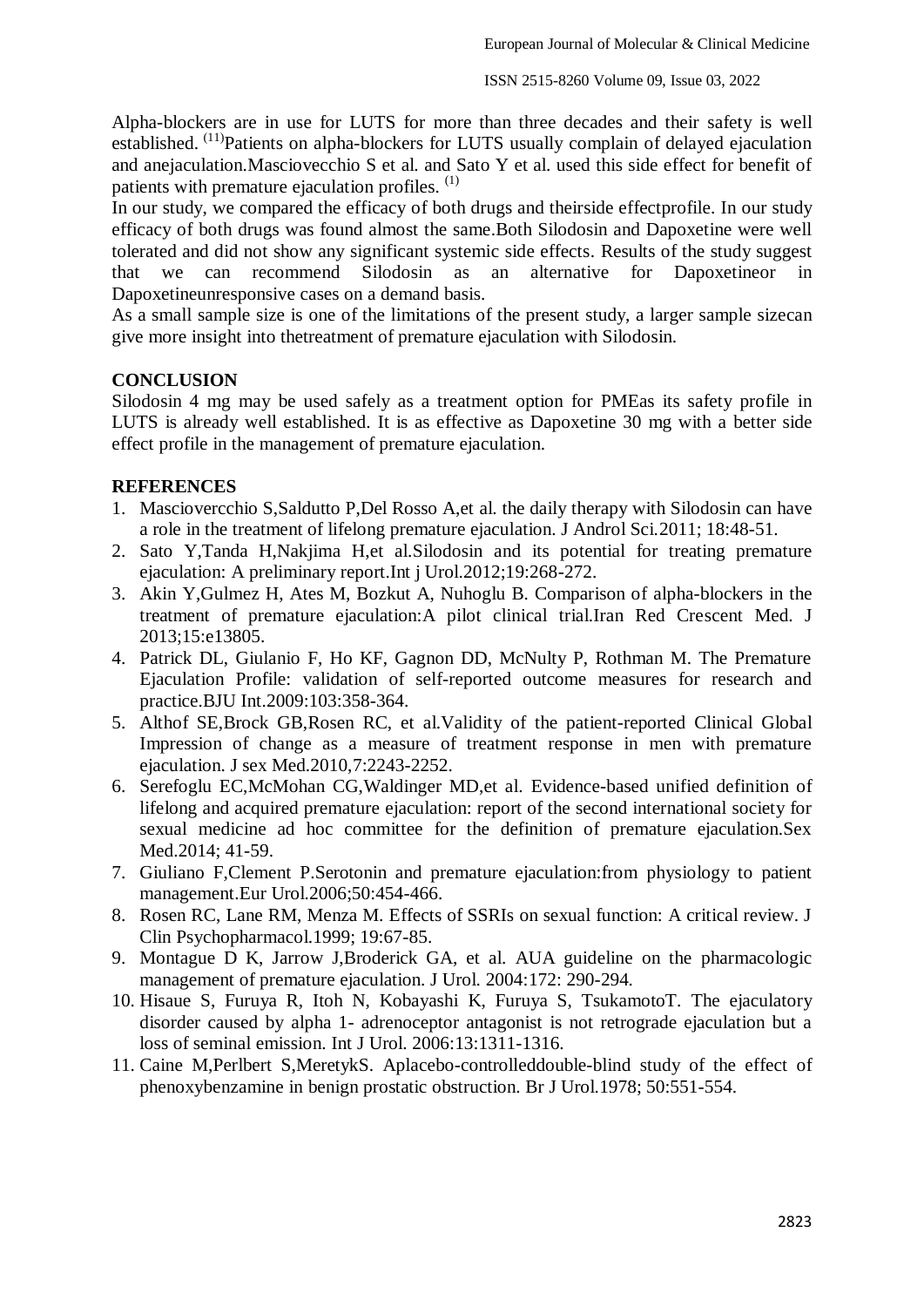Alpha-blockers are in use for LUTS for more than three decades and their safety is well established. [11]Patients on alpha-blockers for LUTS usually complain of delayed ejaculation and anejaculation.Masciovecchio S et al. and Sato Y et al. used this side effect for benefit of patients with premature ejaculation profiles. [1]

In our study, we compared the efficacy of both drugs and theirside effectprofile. In our study efficacy of both drugs was found almost the same.Both Silodosin and Dapoxetine were well tolerated and did not show any significant systemic side effects. Results of the study suggest that we can recommend Silodosin as an alternative for Dapoxetineor in Dapoxetineunresponsive cases on a demand basis.

As a small sample size is one of the limitations of the present study, a larger sample sizecan give more insight into thetreatment of premature ejaculation with Silodosin.

## CONCLUSION

Silodosin 4 mg may be used safely as a treatment option for PMEas its safety profile in LUTS is already well established. It is as effective as Dapoxetine 30 mg with a better side effect profile in the management of premature ejaculation.

## REFERENCES

1. Mascioverchio S,Saldutto P,Del Rosso A,et al. the daily therapy with Silodosin can have a role in the treatment of lifelong premature ejaculation. J Androl Sci.2011; 18:48-51.
2. Sato Y,Tanda H,Nakjima H,et al.Silodosin and its potential for treating premature ejaculation: A preliminary report.Int j Urol.2012;19:268-272.
3. Akin Y,Gulmez H, Ates M, Bozkut A, Nuhoglu B. Comparison of alpha-blockers in the treatment of premature ejaculation:A pilot clinical trial.Iran Red Crescent Med. J 2013;15:e13805.
4. Patrick DL, Giulanio F, Ho KF, Gagnon DD, McNulty P, Rothman M. The Premature Ejaculation Profile: validation of self-reported outcome measures for research and practice.BJU Int.2009:103:358-364.
5. Althof SE,Brock GB,Rosen RC, et al.Validity of the patient-reported Clinical Global Impression of change as a measure of treatment response in men with premature ejaculation. J sex Med.2010,7:2243-2252.
6. Serefoglu EC,McMohan CG,Waldinger MD,et al. Evidence-based unified definition of lifelong and acquired premature ejaculation: report of the second international society for sexual medicine ad hoc committee for the definition of premature ejaculation.Sex Med.2014; 41-59.
7. Giuliano F,Clement P.Serotonin and premature ejaculation:from physiology to patient management.Eur Urol.2006;50:454-466.
8. Rosen RC, Lane RM, Menza M. Effects of SSRIs on sexual function: A critical review. J Clin Psychopharmacol.1999; 19:67-85.
9. Montague D K, Jarrow J,Broderick GA, et al. AUA guideline on the pharmacologic management of premature ejaculation. J Urol. 2004:172: 290-294.
10. Hisaue S, Furuya R, Itoh N, Kobayashi K, Furuya S, TsukamotoT. The ejaculatory disorder caused by alpha 1- adrenoceptor antagonist is not retrograde ejaculation but a loss of seminal emission. Int J Urol. 2006:13:1311-1316.
11. Caine M,Perlbert S,MeretykS. Aplacebo-controlleddouble-blind study of the effect of phenoxybenzamine in benign prostatic obstruction. Br J Urol.1978; 50:551-554.